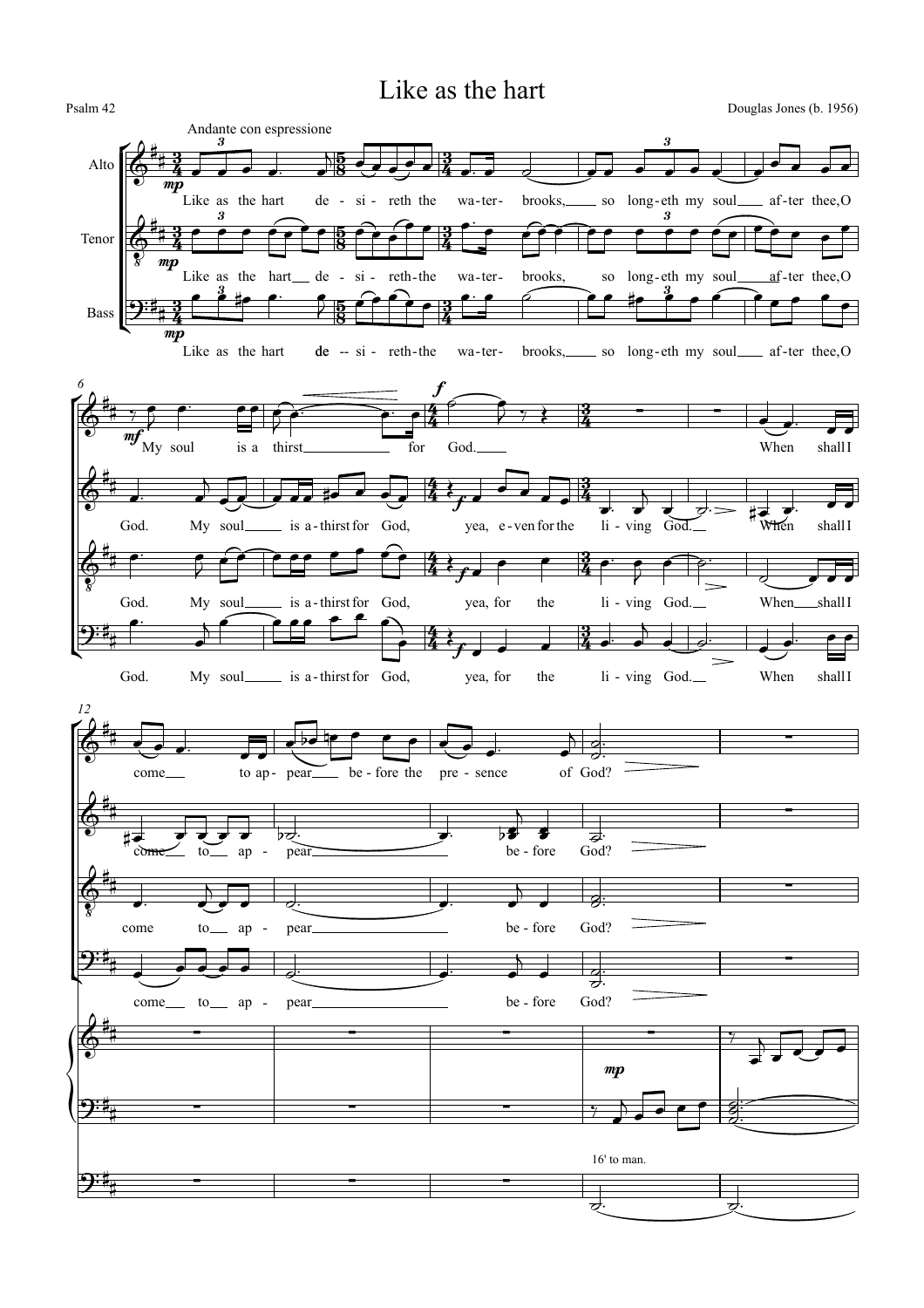# Like as the hart

Psalm 42

Douglas Jones (b. 1956)

Andante con espressione

Alto: Like as the hart de - si - reth the wa-ter- brooks, so long-eth my soul af-ter thee, O God. My soul is a thirst for God. When shall I come to ap - pear be - fore the pre - sence of God?

Tenor: Like as the hart de - si - reth the wa-ter- brooks, so long-eth my soul af-ter thee, O God. My soul is a-thirst for God, yea, e-ven for the li - ving God. When shall I come to ap - pear be - fore God?

Bass: Like as the hart de -- si - reth the wa-ter- brooks, so long-eth my soul af-ter thee, O God. My soul is a-thirst for God, yea, for the li - ving God. When shall I come to ap - pear be - fore God?

16' to man.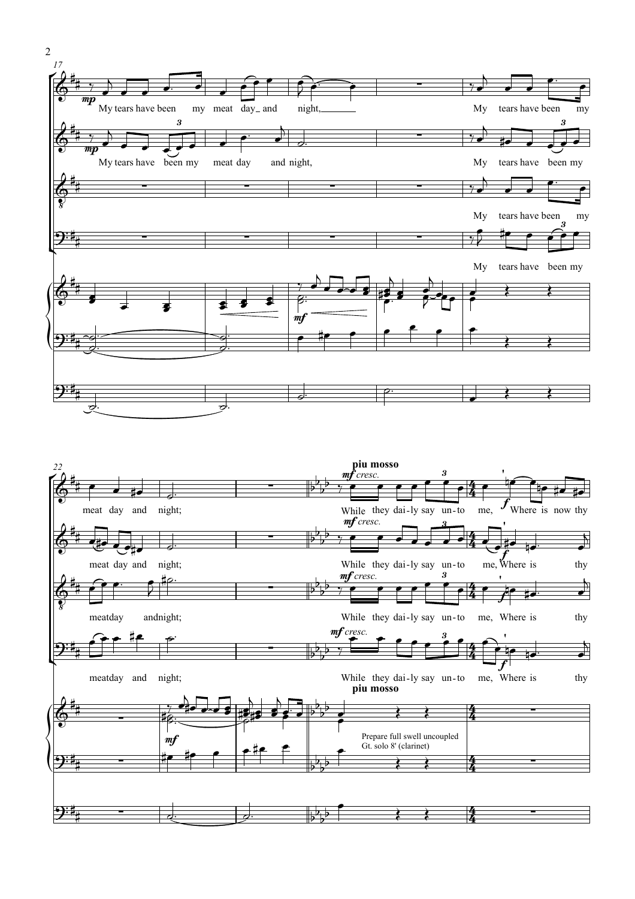My tears have been my meat day and night,

My tears have been my meat day and night;

*piu mosso*

While they dai-ly say un-to me, Where is now thy

Prepare full swell uncoupled
Gt. solo 8' (clarinet)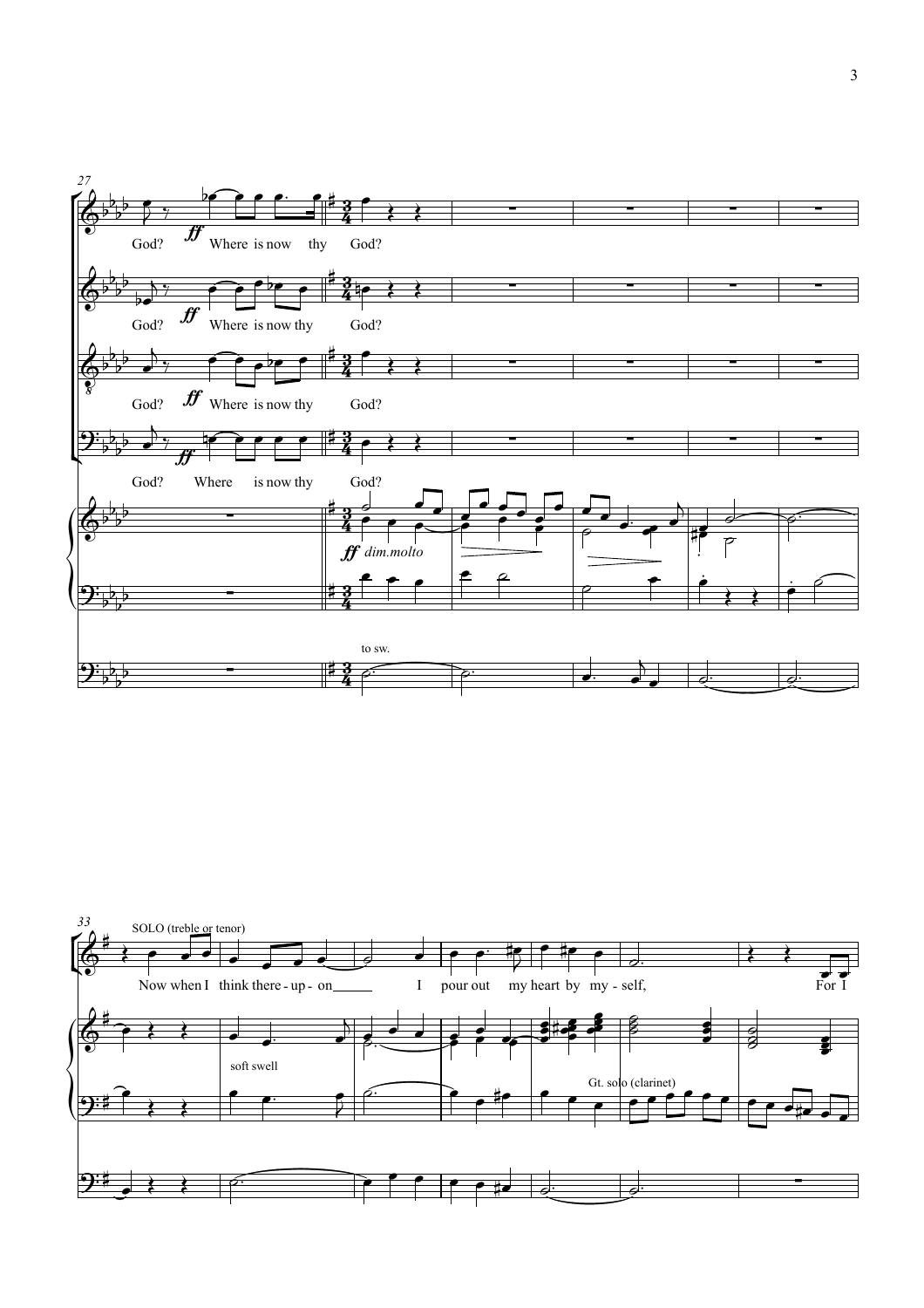God? *ff* Where is now thy God?

God? *ff* Where is now thy God?

God? *ff* Where is now thy God?

God? *ff* Where is now thy God?

*ff* *dim.molto*

to sw.

SOLO (treble or tenor)

Now when I think there - up - on I pour out my heart by my - self, For I

soft swell

Gt. solo (clarinet)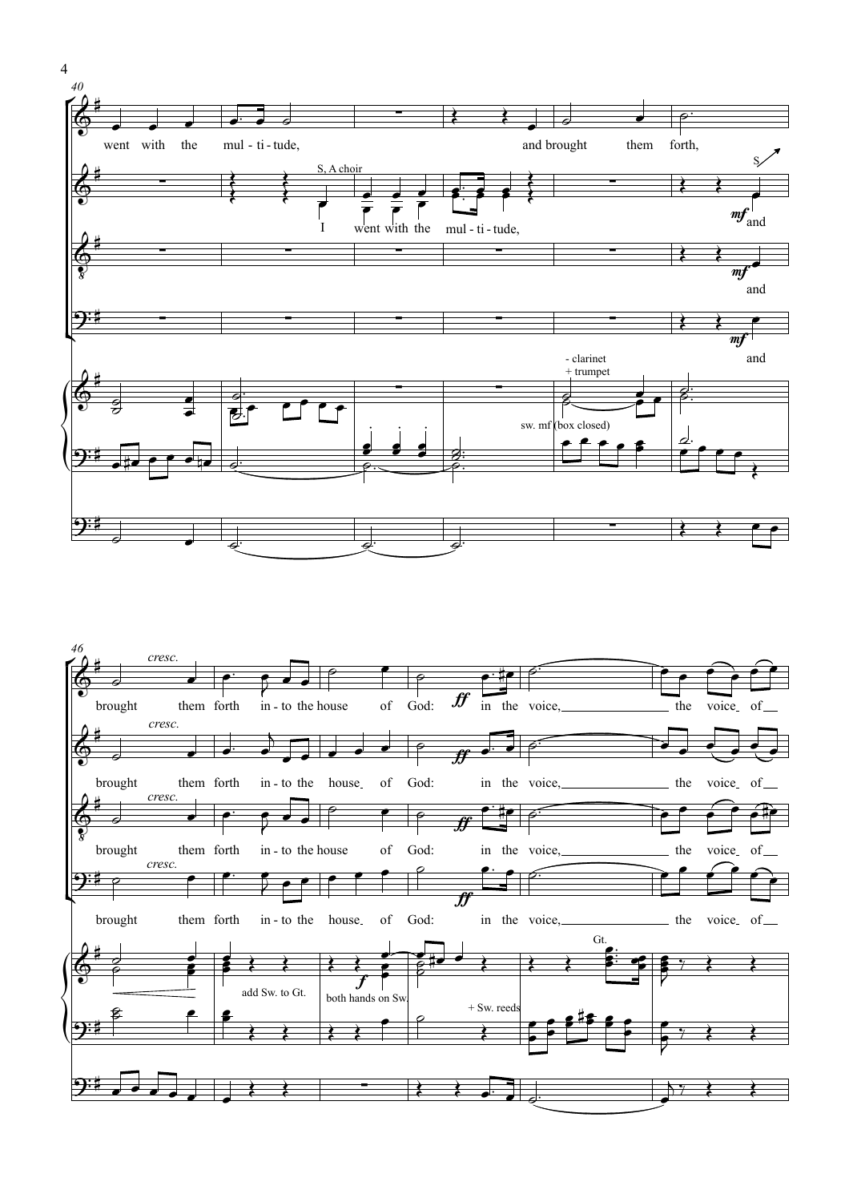40

went with the mul - ti - tude, and brought them forth,

S, A choir

I went with the mul - ti - tude,

*mf* and

- clarinet
+ trumpet

sw. mf (box closed)

46

*cresc.*

brought them forth in - to the house of God: *ff* in the voice, the voice of

add Sw. to Gt.

both hands on Sw.

*f*

+ Sw. reeds

Gt.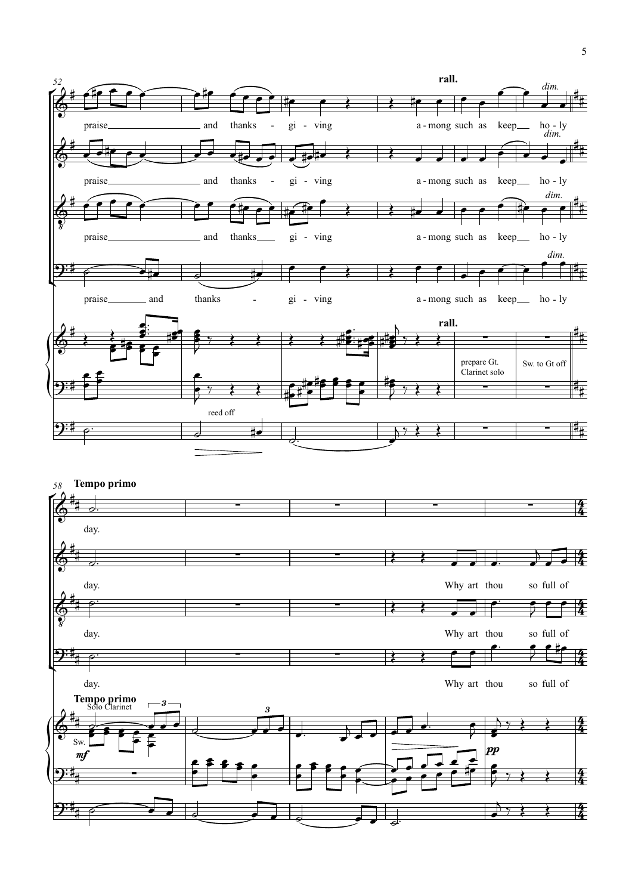rall.

dim.

praise and thanks - gi - ving a - mong such as keep ho - ly

rall.

prepare Gt. Clarinet solo

Sw. to Gt off

reed off

**Tempo primo**

day.

Why art thou so full of

Solo Clarinet

Sw.

*mf*

*pp*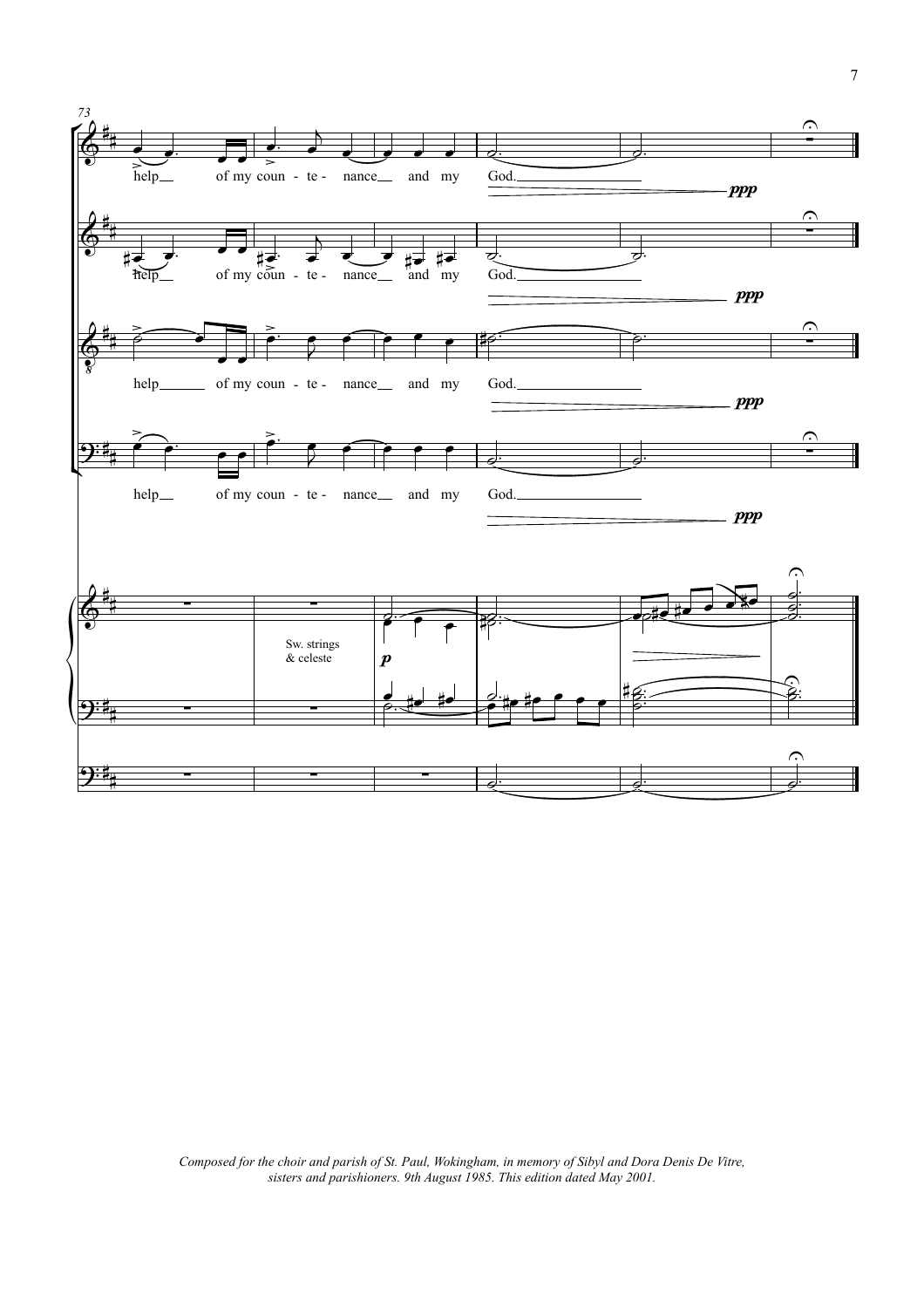*Composed for the choir and parish of St. Paul, Wokingham, in memory of Sibyl and Dora Denis De Vitre, sisters and parishioners. 9th August 1985. This edition dated May 2001.*